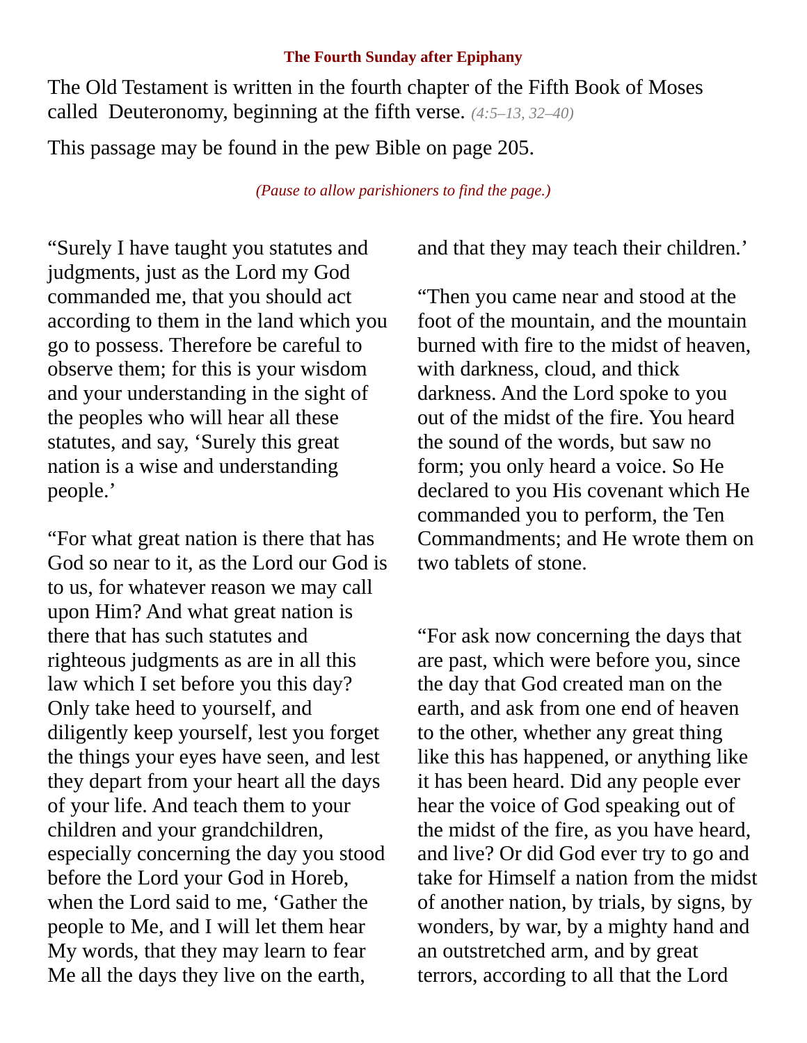**The Fourth Sunday after Epiphany**

The Old Testament is written in the fourth chapter of the Fifth Book of Moses called Deuteronomy, beginning at the fifth verse. *(4:5–13, 32–40)*

This passage may be found in the pew Bible on page 205.

*(Pause to allow parishioners to find the page.)*

"Surely I have taught you statutes and judgments, just as the Lord my God commanded me, that you should act according to them in the land which you go to possess. Therefore be careful to observe them; for this is your wisdom and your understanding in the sight of the peoples who will hear all these statutes, and say, 'Surely this great nation is a wise and understanding people.'

"For what great nation is there that has God so near to it, as the Lord our God is to us, for whatever reason we may call upon Him? And what great nation is there that has such statutes and righteous judgments as are in all this law which I set before you this day? Only take heed to yourself, and diligently keep yourself, lest you forget the things your eyes have seen, and lest they depart from your heart all the days of your life. And teach them to your children and your grandchildren, especially concerning the day you stood before the Lord your God in Horeb, when the Lord said to me, 'Gather the people to Me, and I will let them hear My words, that they may learn to fear Me all the days they live on the earth, and that they may teach their children.'

"Then you came near and stood at the foot of the mountain, and the mountain burned with fire to the midst of heaven, with darkness, cloud, and thick darkness. And the Lord spoke to you out of the midst of the fire. You heard the sound of the words, but saw no form; you only heard a voice. So He declared to you His covenant which He commanded you to perform, the Ten Commandments; and He wrote them on two tablets of stone.

"For ask now concerning the days that are past, which were before you, since the day that God created man on the earth, and ask from one end of heaven to the other, whether any great thing like this has happened, or anything like it has been heard. Did any people ever hear the voice of God speaking out of the midst of the fire, as you have heard, and live? Or did God ever try to go and take for Himself a nation from the midst of another nation, by trials, by signs, by wonders, by war, by a mighty hand and an outstretched arm, and by great terrors, according to all that the Lord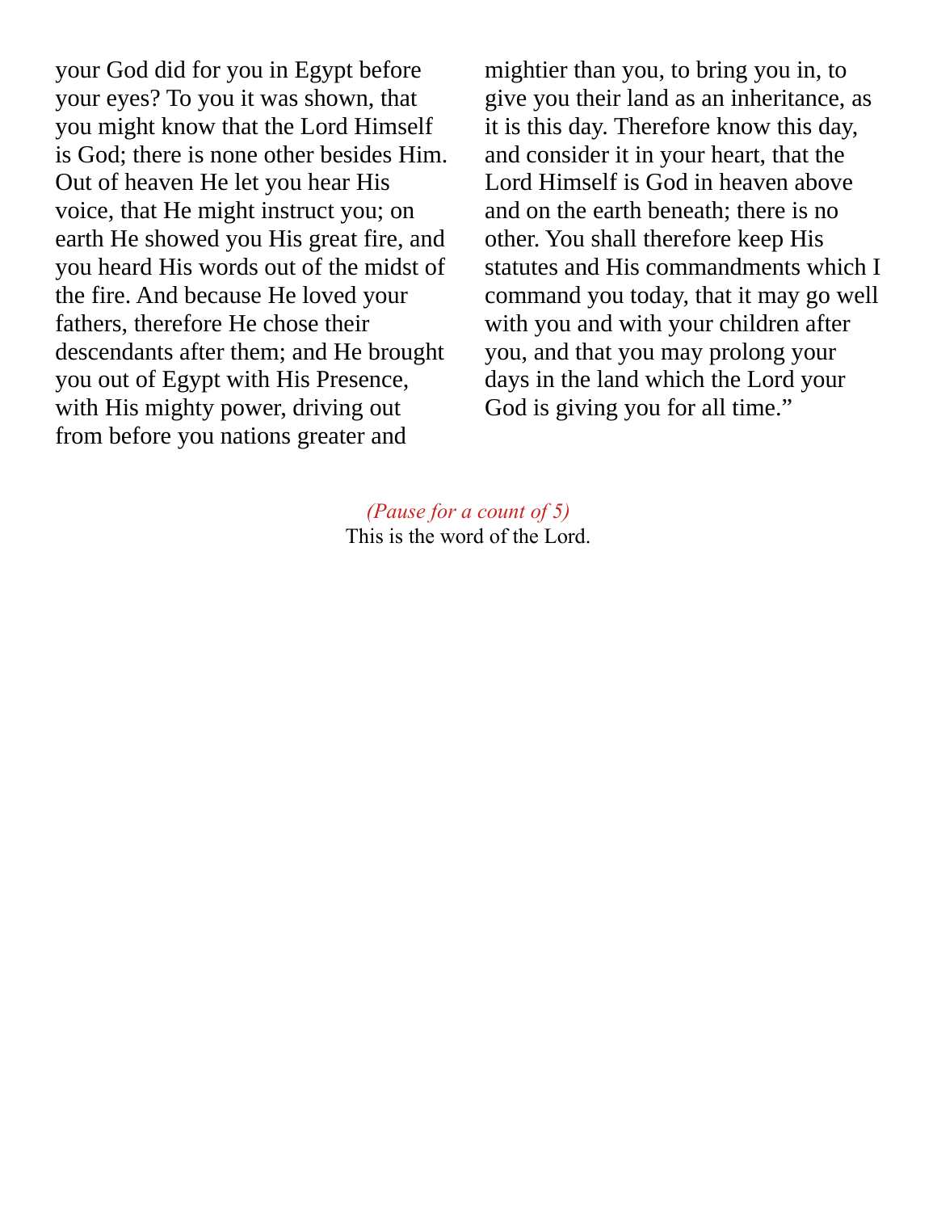your God did for you in Egypt before your eyes? To you it was shown, that you might know that the Lord Himself is God; there is none other besides Him. Out of heaven He let you hear His voice, that He might instruct you; on earth He showed you His great fire, and you heard His words out of the midst of the fire. And because He loved your fathers, therefore He chose their descendants after them; and He brought you out of Egypt with His Presence, with His mighty power, driving out from before you nations greater and mightier than you, to bring you in, to give you their land as an inheritance, as it is this day. Therefore know this day, and consider it in your heart, that the Lord Himself is God in heaven above and on the earth beneath; there is no other. You shall therefore keep His statutes and His commandments which I command you today, that it may go well with you and with your children after you, and that you may prolong your days in the land which the Lord your God is giving you for all time."

*(Pause for a count of 5)*

This is the word of the Lord.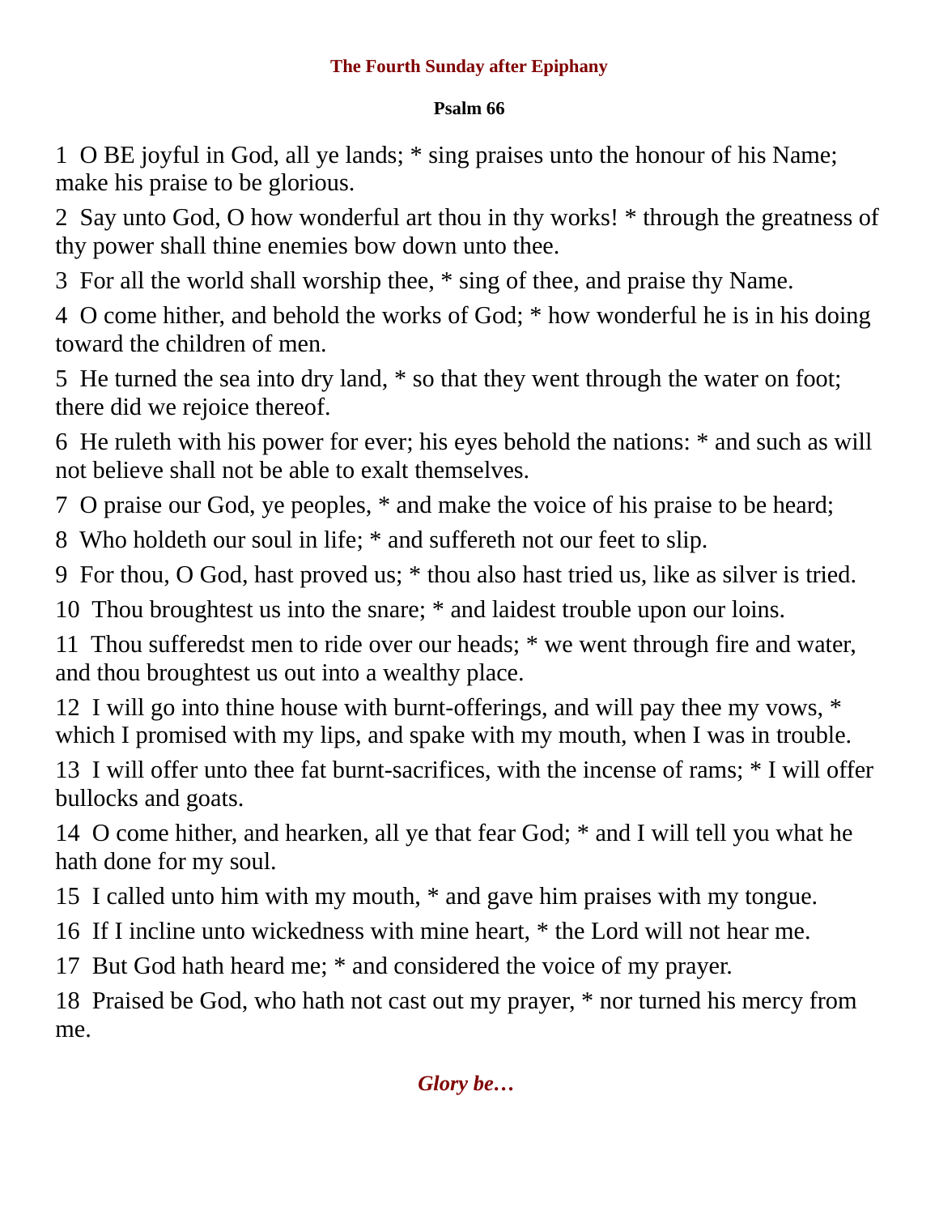**The Fourth Sunday after Epiphany**

**Psalm 66**

1 O BE joyful in God, all ye lands; * sing praises unto the honour of his Name; make his praise to be glorious.

2 Say unto God, O how wonderful art thou in thy works! * through the greatness of thy power shall thine enemies bow down unto thee.

3 For all the world shall worship thee, * sing of thee, and praise thy Name.

4 O come hither, and behold the works of God; * how wonderful he is in his doing toward the children of men.

5 He turned the sea into dry land, * so that they went through the water on foot; there did we rejoice thereof.

6 He ruleth with his power for ever; his eyes behold the nations: * and such as will not believe shall not be able to exalt themselves.

7 O praise our God, ye peoples, * and make the voice of his praise to be heard;

8 Who holdeth our soul in life; * and suffereth not our feet to slip.

9 For thou, O God, hast proved us; * thou also hast tried us, like as silver is tried.

10 Thou broughtest us into the snare; * and laidest trouble upon our loins.

11 Thou sufferedst men to ride over our heads; * we went through fire and water, and thou broughtest us out into a wealthy place.

12 I will go into thine house with burnt-offerings, and will pay thee my vows, * which I promised with my lips, and spake with my mouth, when I was in trouble.

13 I will offer unto thee fat burnt-sacrifices, with the incense of rams; * I will offer bullocks and goats.

14 O come hither, and hearken, all ye that fear God; * and I will tell you what he hath done for my soul.

15 I called unto him with my mouth, * and gave him praises with my tongue.

16 If I incline unto wickedness with mine heart, * the Lord will not hear me.

17 But God hath heard me; * and considered the voice of my prayer.

18 Praised be God, who hath not cast out my prayer, * nor turned his mercy from me.

***Glory be…***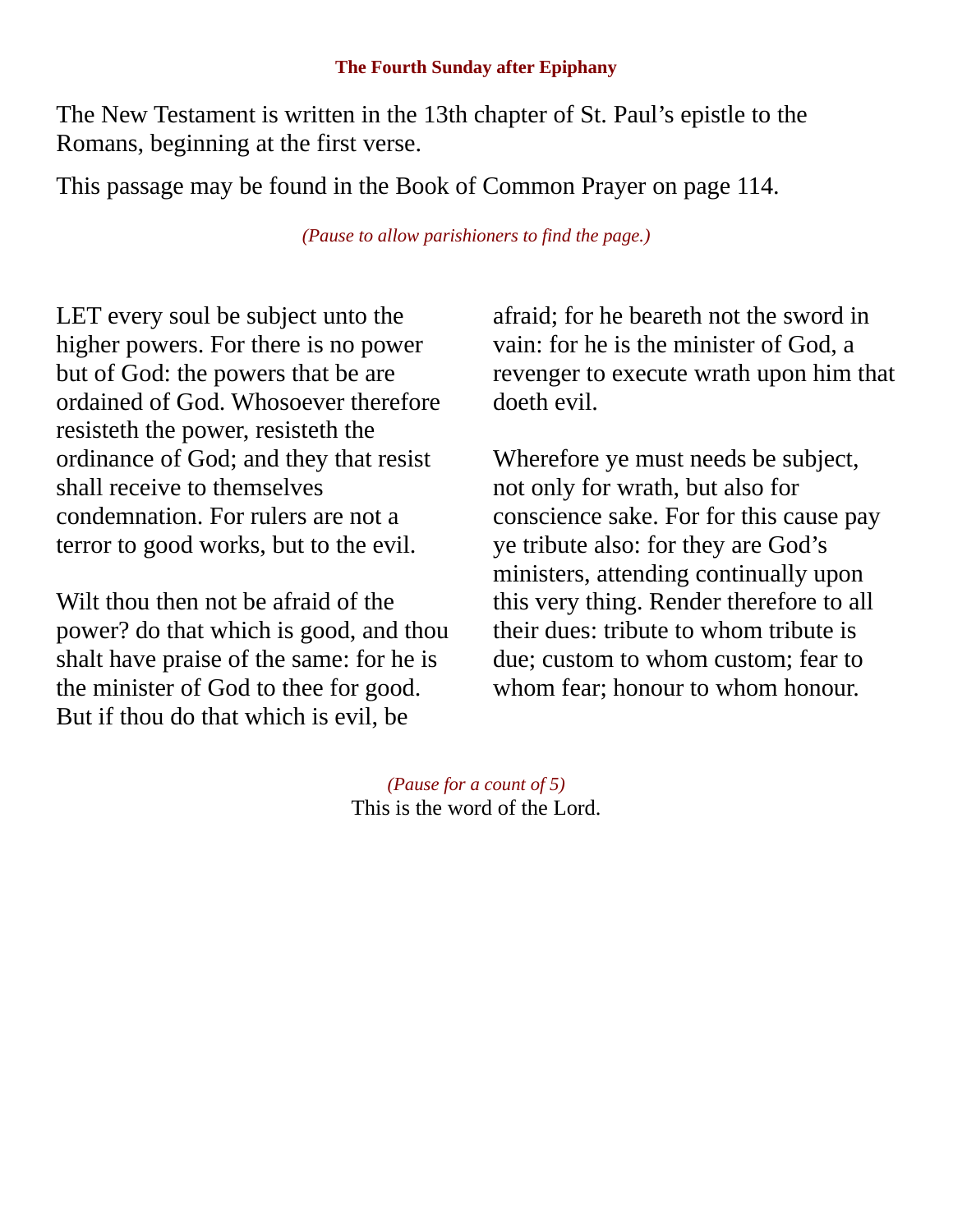### The Fourth Sunday after Epiphany

The New Testament is written in the 13th chapter of St. Paul's epistle to the Romans, beginning at the first verse.

This passage may be found in the Book of Common Prayer on page 114.

*(Pause to allow parishioners to find the page.)*

LET every soul be subject unto the higher powers. For there is no power but of God: the powers that be are ordained of God. Whosoever therefore resisteth the power, resisteth the ordinance of God; and they that resist shall receive to themselves condemnation. For rulers are not a terror to good works, but to the evil.

Wilt thou then not be afraid of the power? do that which is good, and thou shalt have praise of the same: for he is the minister of God to thee for good. But if thou do that which is evil, be afraid; for he beareth not the sword in vain: for he is the minister of God, a revenger to execute wrath upon him that doeth evil.

Wherefore ye must needs be subject, not only for wrath, but also for conscience sake. For for this cause pay ye tribute also: for they are God's ministers, attending continually upon this very thing. Render therefore to all their dues: tribute to whom tribute is due; custom to whom custom; fear to whom fear; honour to whom honour.

*(Pause for a count of 5)*
This is the word of the Lord.